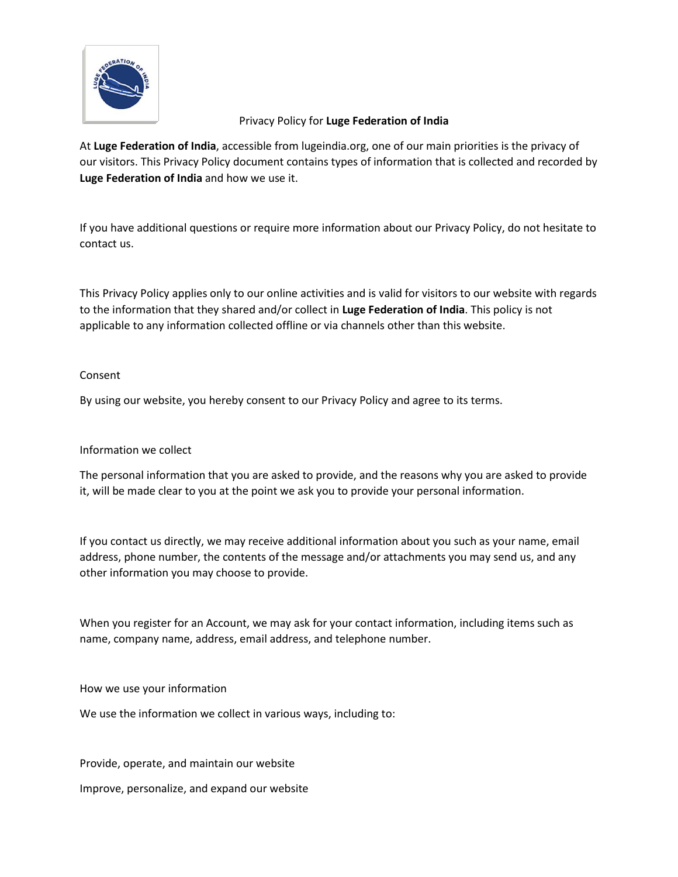# Privacy Policy for **Luge Federation of India**

At **Luge Federation of India**, accessible from lugeindia.org, one of our main priorities is the privacy of our visitors. This Privacy Policy document contains types of information that is collected and recorded by **Luge Federation of India** and how we use it.

If you have additional questions or require more information about our Privacy Policy, do not hesitate to contact us.

This Privacy Policy applies only to our online activities and is valid for visitors to our website with regards to the information that they shared and/or collect in **Luge Federation of India**. This policy is not applicable to any information collected offline or via channels other than this website.

## Consent

By using our website, you hereby consent to our Privacy Policy and agree to its terms.

## Information we collect

The personal information that you are asked to provide, and the reasons why you are asked to provide it, will be made clear to you at the point we ask you to provide your personal information.

If you contact us directly, we may receive additional information about you such as your name, email address, phone number, the contents of the message and/or attachments you may send us, and any other information you may choose to provide.

When you register for an Account, we may ask for your contact information, including items such as name, company name, address, email address, and telephone number.

## How we use your information

We use the information we collect in various ways, including to:

Provide, operate, and maintain our website

Improve, personalize, and expand our website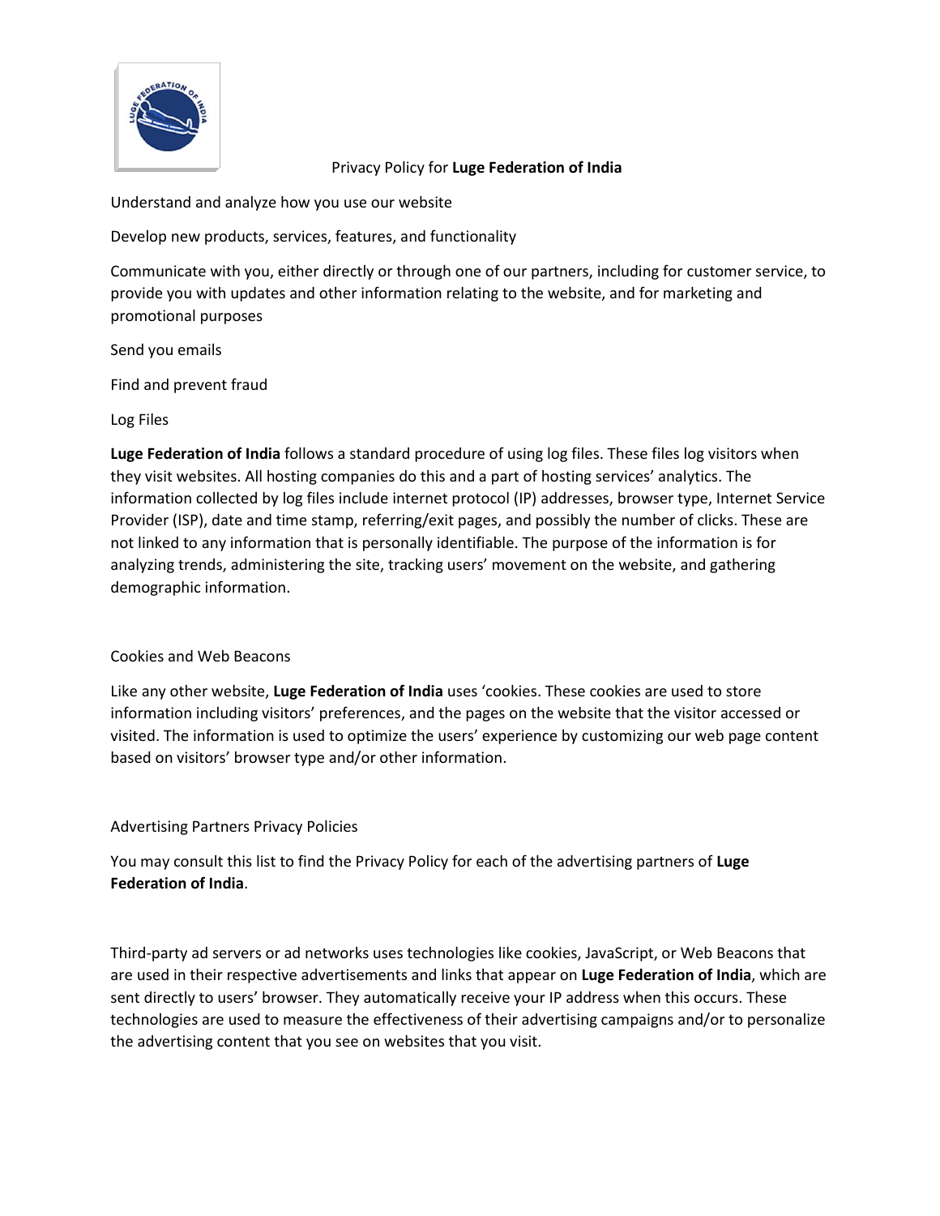Privacy Policy for **Luge Federation of India**

Understand and analyze how you use our website

Develop new products, services, features, and functionality

Communicate with you, either directly or through one of our partners, including for customer service, to provide you with updates and other information relating to the website, and for marketing and promotional purposes

Send you emails

Find and prevent fraud

## Log Files

**Luge Federation of India** follows a standard procedure of using log files. These files log visitors when they visit websites. All hosting companies do this and a part of hosting services' analytics. The information collected by log files include internet protocol (IP) addresses, browser type, Internet Service Provider (ISP), date and time stamp, referring/exit pages, and possibly the number of clicks. These are not linked to any information that is personally identifiable. The purpose of the information is for analyzing trends, administering the site, tracking users' movement on the website, and gathering demographic information.

## Cookies and Web Beacons

Like any other website, **Luge Federation of India** uses 'cookies. These cookies are used to store information including visitors' preferences, and the pages on the website that the visitor accessed or visited. The information is used to optimize the users' experience by customizing our web page content based on visitors' browser type and/or other information.

## Advertising Partners Privacy Policies

You may consult this list to find the Privacy Policy for each of the advertising partners of **Luge Federation of India**.

Third-party ad servers or ad networks uses technologies like cookies, JavaScript, or Web Beacons that are used in their respective advertisements and links that appear on **Luge Federation of India**, which are sent directly to users' browser. They automatically receive your IP address when this occurs. These technologies are used to measure the effectiveness of their advertising campaigns and/or to personalize the advertising content that you see on websites that you visit.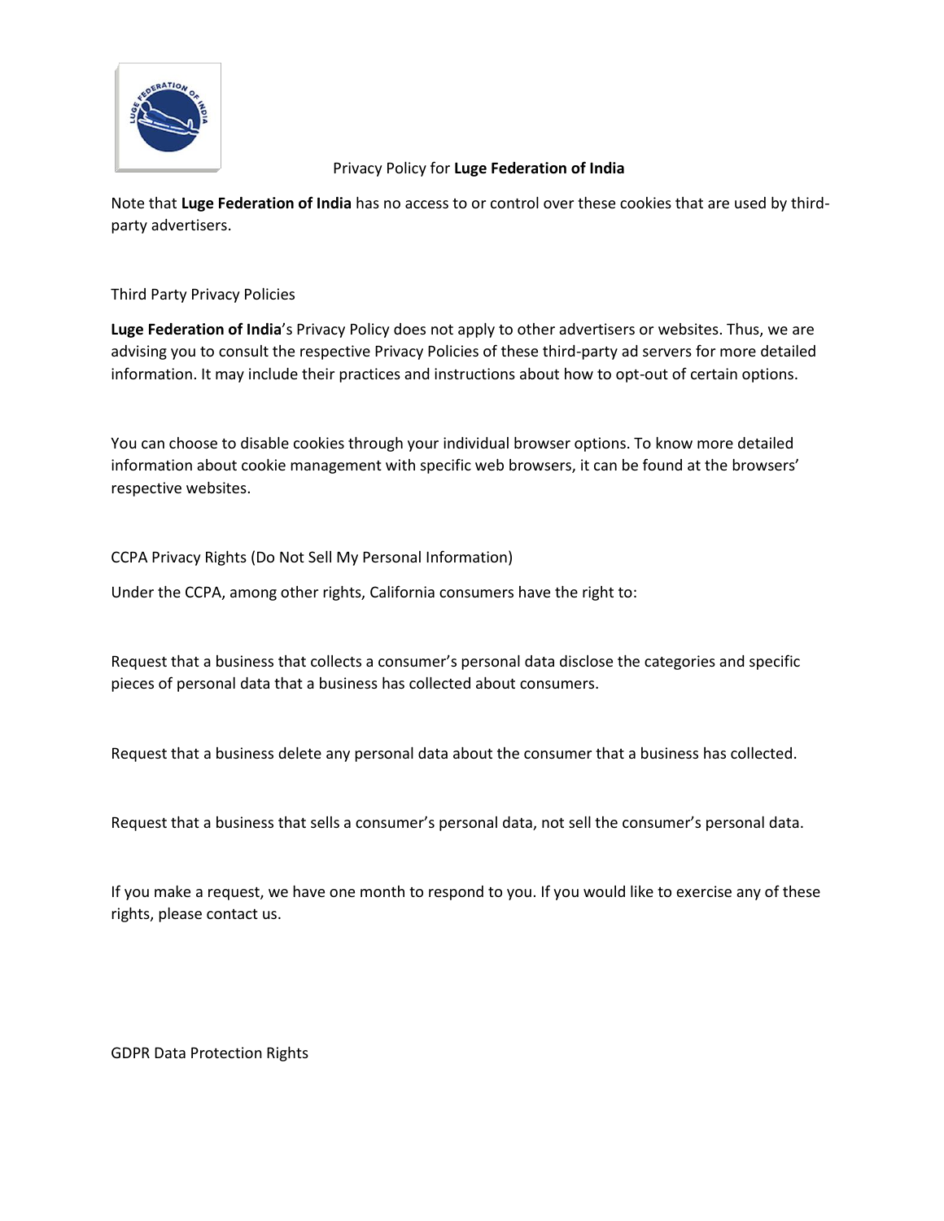Privacy Policy for **Luge Federation of India**

Note that **Luge Federation of India** has no access to or control over these cookies that are used by third-party advertisers.

## Third Party Privacy Policies

**Luge Federation of India**'s Privacy Policy does not apply to other advertisers or websites. Thus, we are advising you to consult the respective Privacy Policies of these third-party ad servers for more detailed information. It may include their practices and instructions about how to opt-out of certain options.

You can choose to disable cookies through your individual browser options. To know more detailed information about cookie management with specific web browsers, it can be found at the browsers' respective websites.

## CCPA Privacy Rights (Do Not Sell My Personal Information)

Under the CCPA, among other rights, California consumers have the right to:

Request that a business that collects a consumer's personal data disclose the categories and specific pieces of personal data that a business has collected about consumers.

Request that a business delete any personal data about the consumer that a business has collected.

Request that a business that sells a consumer's personal data, not sell the consumer's personal data.

If you make a request, we have one month to respond to you. If you would like to exercise any of these rights, please contact us.

## GDPR Data Protection Rights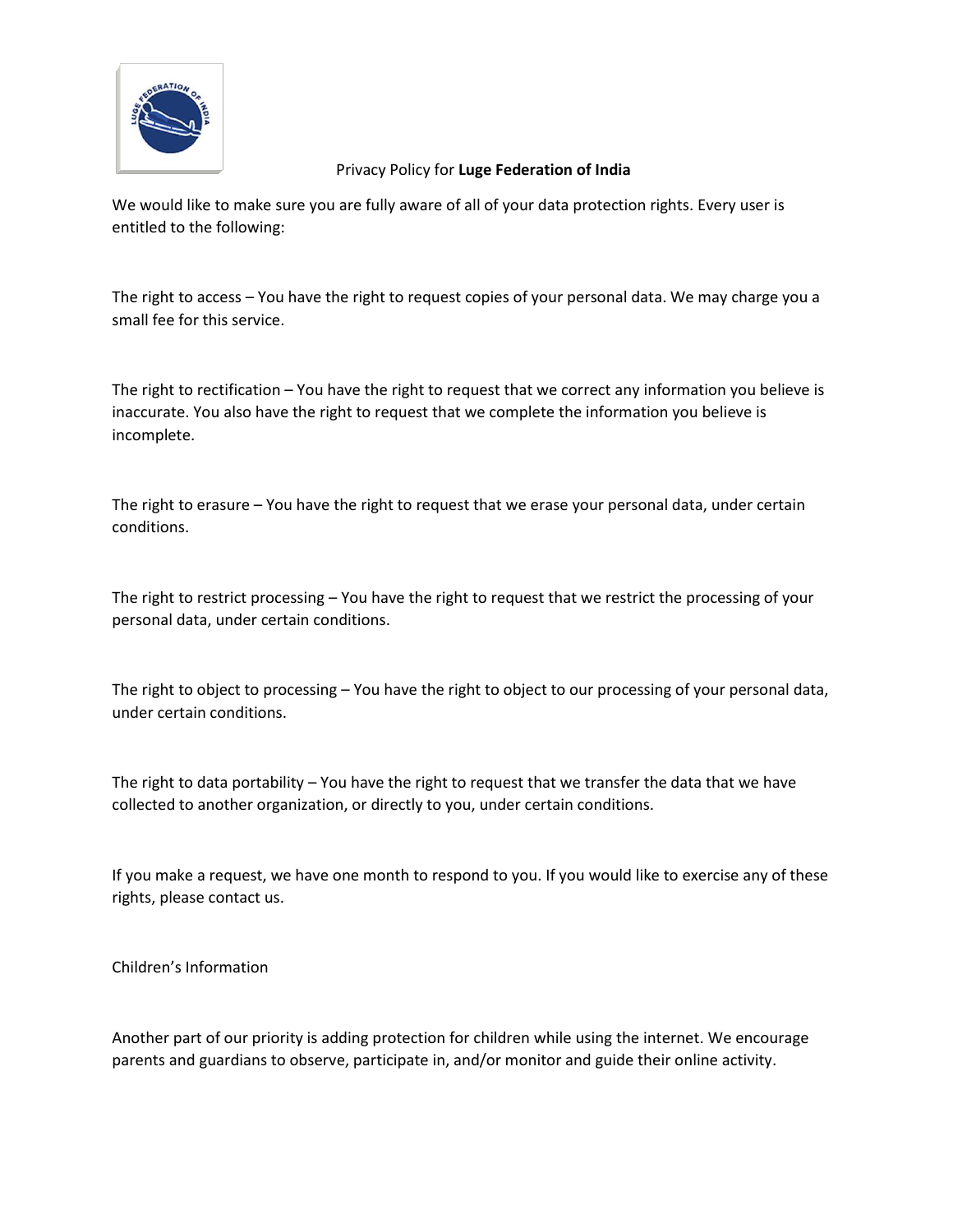Privacy Policy for **Luge Federation of India**

We would like to make sure you are fully aware of all of your data protection rights. Every user is entitled to the following:

The right to access – You have the right to request copies of your personal data. We may charge you a small fee for this service.

The right to rectification – You have the right to request that we correct any information you believe is inaccurate. You also have the right to request that we complete the information you believe is incomplete.

The right to erasure – You have the right to request that we erase your personal data, under certain conditions.

The right to restrict processing – You have the right to request that we restrict the processing of your personal data, under certain conditions.

The right to object to processing – You have the right to object to our processing of your personal data, under certain conditions.

The right to data portability – You have the right to request that we transfer the data that we have collected to another organization, or directly to you, under certain conditions.

If you make a request, we have one month to respond to you. If you would like to exercise any of these rights, please contact us.

Children's Information

Another part of our priority is adding protection for children while using the internet. We encourage parents and guardians to observe, participate in, and/or monitor and guide their online activity.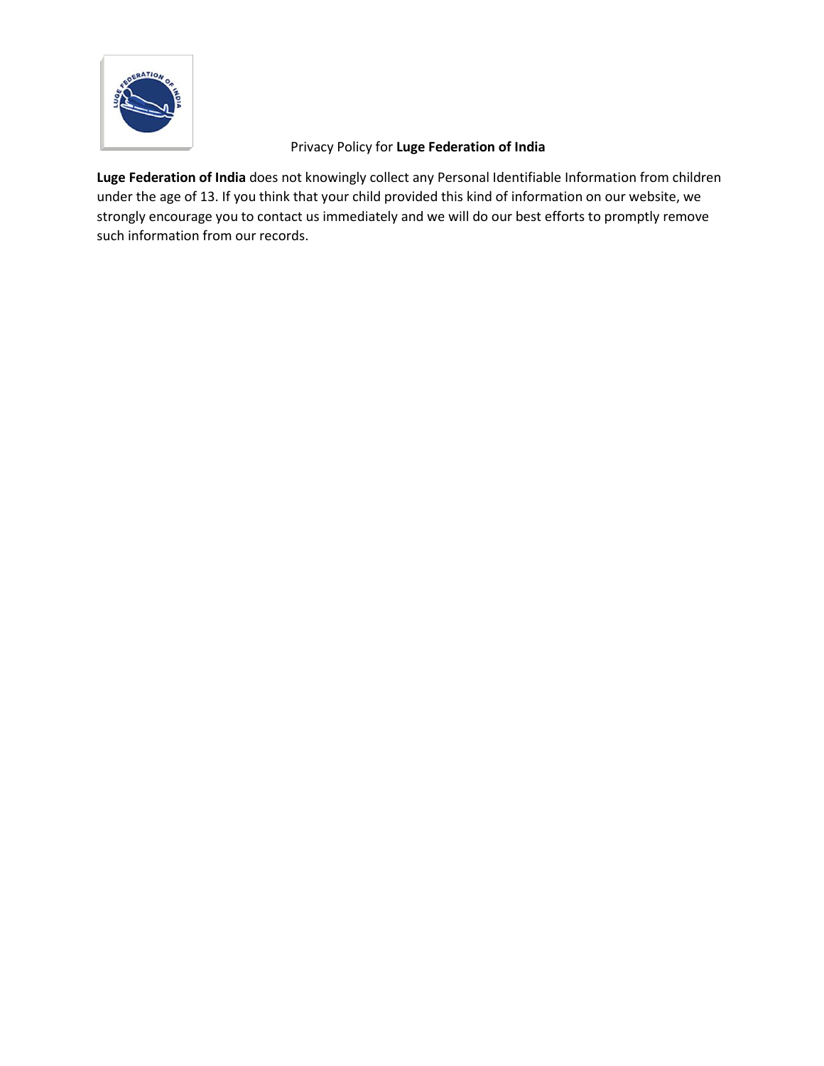Privacy Policy for **Luge Federation of India**

**Luge Federation of India** does not knowingly collect any Personal Identifiable Information from children under the age of 13. If you think that your child provided this kind of information on our website, we strongly encourage you to contact us immediately and we will do our best efforts to promptly remove such information from our records.